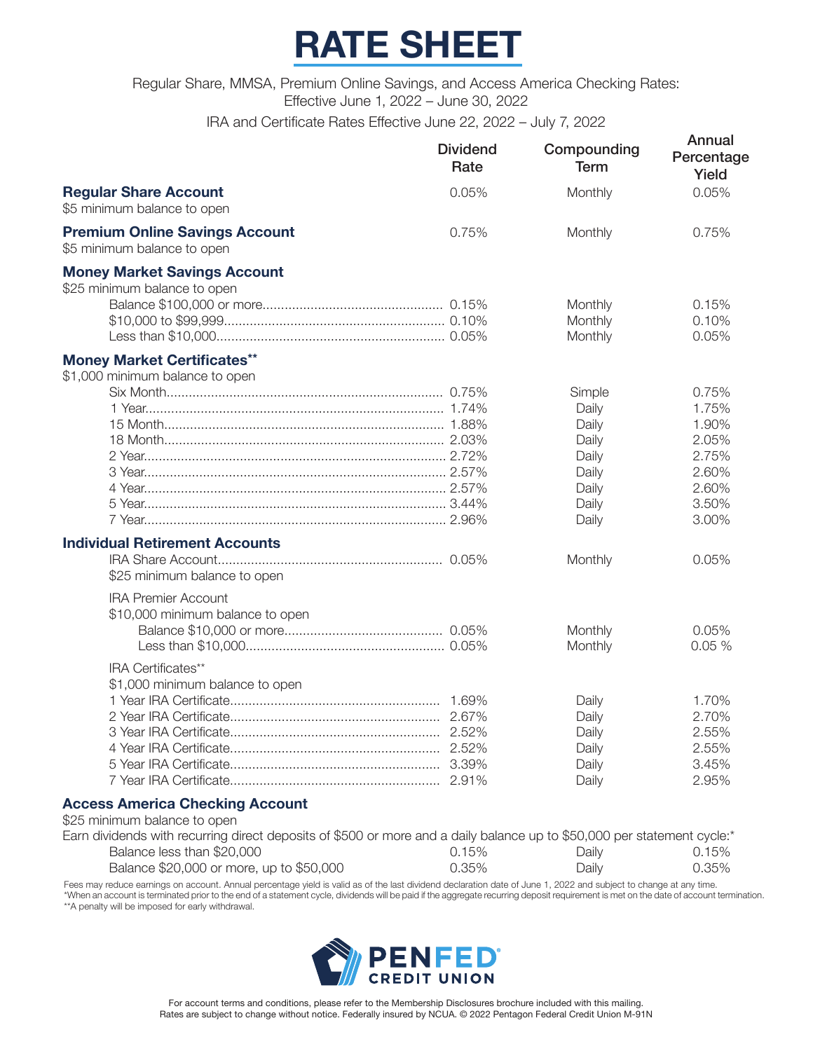# RATE SHEET

Regular Share, MMSA, Premium Online Savings, and Access America Checking Rates: Effective June 1, 2022 – June 30, 2022

IRA and Certificate Rates Effective June 22, 2022 – July 7, 2022

| | Dividend Rate | Compounding Term | Annual Percentage Yield |
|---|---|---|---|
| **Regular Share Account**<br>$5 minimum balance to open | 0.05% | Monthly | 0.05% |
| **Premium Online Savings Account**<br>$5 minimum balance to open | 0.75% | Monthly | 0.75% |
| **Money Market Savings Account**<br>$25 minimum balance to open | | | |
| Balance $100,000 or more | 0.15% | Monthly | 0.15% |
| $10,000 to $99,999 | 0.10% | Monthly | 0.10% |
| Less than $10,000 | 0.05% | Monthly | 0.05% |
| **Money Market Certificates****<br>$1,000 minimum balance to open | | | |
| Six Month | 0.75% | Simple | 0.75% |
| 1 Year | 1.74% | Daily | 1.75% |
| 15 Month | 1.88% | Daily | 1.90% |
| 18 Month | 2.03% | Daily | 2.05% |
| 2 Year | 2.72% | Daily | 2.75% |
| 3 Year | 2.57% | Daily | 2.60% |
| 4 Year | 2.57% | Daily | 2.60% |
| 5 Year | 3.44% | Daily | 3.50% |
| 7 Year | 2.96% | Daily | 3.00% |
| **Individual Retirement Accounts** | | | |
| IRA Share Account<br>$25 minimum balance to open | 0.05% | Monthly | 0.05% |
| IRA Premier Account<br>$10,000 minimum balance to open | | | |
| Balance $10,000 or more | 0.05% | Monthly | 0.05% |
| Less than $10,000 | 0.05% | Monthly | 0.05 % |
| IRA Certificates**<br>$1,000 minimum balance to open | | | |
| 1 Year IRA Certificate | 1.69% | Daily | 1.70% |
| 2 Year IRA Certificate | 2.67% | Daily | 2.70% |
| 3 Year IRA Certificate | 2.52% | Daily | 2.55% |
| 4 Year IRA Certificate | 2.52% | Daily | 2.55% |
| 5 Year IRA Certificate | 3.39% | Daily | 3.45% |
| 7 Year IRA Certificate | 2.91% | Daily | 2.95% |
| **Access America Checking Account**<br>$25 minimum balance to open<br>Earn dividends with recurring direct deposits of $500 or more and a daily balance up to $50,000 per statement cycle:* | | | |
| Balance less than $20,000 | 0.15% | Daily | 0.15% |
| Balance $20,000 or more, up to $50,000 | 0.35% | Daily | 0.35% |

Fees may reduce earnings on account. Annual percentage yield is valid as of the last dividend declaration date of June 1, 2022 and subject to change at any time.
*When an account is terminated prior to the end of a statement cycle, dividends will be paid if the aggregate recurring deposit requirement is met on the date of account termination.
**A penalty will be imposed for early withdrawal.

PENFED CREDIT UNION

For account terms and conditions, please refer to the Membership Disclosures brochure included with this mailing.
Rates are subject to change without notice. Federally insured by NCUA. © 2022 Pentagon Federal Credit Union M-91N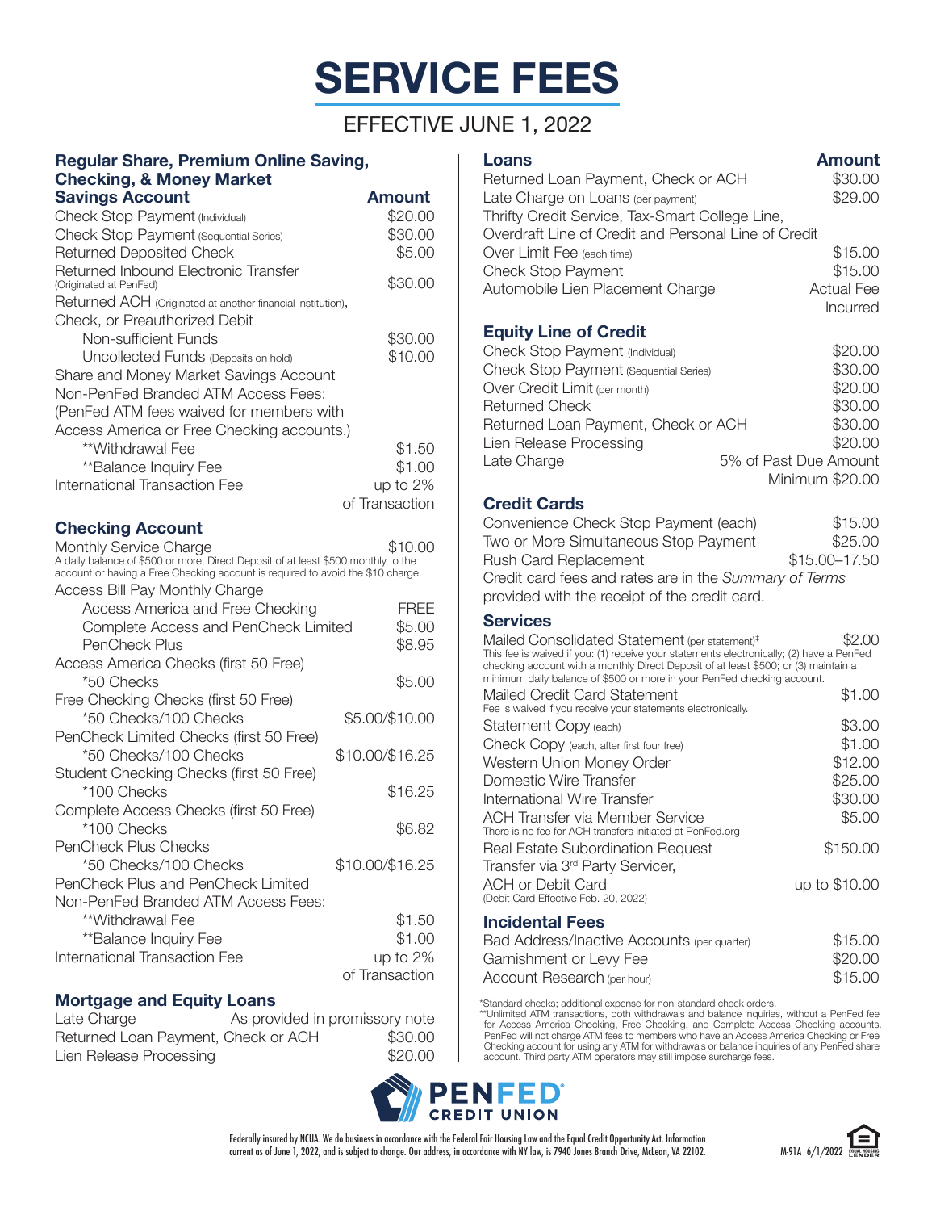# SERVICE FEES

EFFECTIVE JUNE 1, 2022

## Regular Share, Premium Online Saving, Checking, & Money Market Savings Account

| Savings Account | Amount |
|---|---|
| Check Stop Payment (Individual) | $20.00 |
| Check Stop Payment (Sequential Series) | $30.00 |
| Returned Deposited Check | $5.00 |
| Returned Inbound Electronic Transfer (Originated at PenFed) | $30.00 |
| Returned ACH (Originated at another financial institution), Check, or Preauthorized Debit | |
| Non-sufficient Funds | $30.00 |
| Uncollected Funds (Deposits on hold) | $10.00 |
| Share and Money Market Savings Account Non-PenFed Branded ATM Access Fees: (PenFed ATM fees waived for members with Access America or Free Checking accounts.) | |
| **Withdrawal Fee | $1.50 |
| **Balance Inquiry Fee | $1.00 |
| International Transaction Fee | up to 2% of Transaction |

## Checking Account

| | |
|---|---|
| Monthly Service Charge | $10.00 |

A daily balance of $500 or more, Direct Deposit of at least $500 monthly to the account or having a Free Checking account is required to avoid the $10 charge.

| | |
|---|---|
| Access Bill Pay Monthly Charge | |
| Access America and Free Checking | FREE |
| Complete Access and PenCheck Limited | $5.00 |
| PenCheck Plus | $8.95 |
| Access America Checks (first 50 Free) | |
| *50 Checks | $5.00 |
| Free Checking Checks (first 50 Free) | |
| *50 Checks/100 Checks | $5.00/$10.00 |
| PenCheck Limited Checks (first 50 Free) | |
| *50 Checks/100 Checks | $10.00/$16.25 |
| Student Checking Checks (first 50 Free) | |
| *100 Checks | $16.25 |
| Complete Access Checks (first 50 Free) | |
| *100 Checks | $6.82 |
| PenCheck Plus Checks | |
| *50 Checks/100 Checks | $10.00/$16.25 |
| PenCheck Plus and PenCheck Limited Non-PenFed Branded ATM Access Fees: | |
| **Withdrawal Fee | $1.50 |
| **Balance Inquiry Fee | $1.00 |
| International Transaction Fee | up to 2% of Transaction |

## Mortgage and Equity Loans

| | |
|---|---|
| Late Charge | As provided in promissory note |
| Returned Loan Payment, Check or ACH | $30.00 |
| Lien Release Processing | $20.00 |

## Loans

| Loans | Amount |
|---|---|
| Returned Loan Payment, Check or ACH | $30.00 |
| Late Charge on Loans (per payment) | $29.00 |
| Thrifty Credit Service, Tax-Smart College Line, Overdraft Line of Credit and Personal Line of Credit | |
| Over Limit Fee (each time) | $15.00 |
| Check Stop Payment | $15.00 |
| Automobile Lien Placement Charge | Actual Fee Incurred |

## Equity Line of Credit

| | |
|---|---|
| Check Stop Payment (Individual) | $20.00 |
| Check Stop Payment (Sequential Series) | $30.00 |
| Over Credit Limit (per month) | $20.00 |
| Returned Check | $30.00 |
| Returned Loan Payment, Check or ACH | $30.00 |
| Lien Release Processing | $20.00 |
| Late Charge | 5% of Past Due Amount Minimum $20.00 |

## Credit Cards

| | |
|---|---|
| Convenience Check Stop Payment (each) | $15.00 |
| Two or More Simultaneous Stop Payment | $25.00 |
| Rush Card Replacement | $15.00–17.50 |

Credit card fees and rates are in the *Summary of Terms* provided with the receipt of the credit card.

## Services

| | |
|---|---|
| Mailed Consolidated Statement (per statement)‡ | $2.00 |

This fee is waived if you: (1) receive your statements electronically; (2) have a PenFed checking account with a monthly Direct Deposit of at least $500; or (3) maintain a minimum daily balance of $500 or more in your PenFed checking account.

| | |
|---|---|
| Mailed Credit Card Statement (Fee is waived if you receive your statements electronically.) | $1.00 |
| Statement Copy (each) | $3.00 |
| Check Copy (each, after first four free) | $1.00 |
| Western Union Money Order | $12.00 |
| Domestic Wire Transfer | $25.00 |
| International Wire Transfer | $30.00 |
| ACH Transfer via Member Service (There is no fee for ACH transfers initiated at PenFed.org) | $5.00 |
| Real Estate Subordination Request | $150.00 |
| Transfer via 3rd Party Servicer, ACH or Debit Card (Debit Card Effective Feb. 20, 2022) | up to $10.00 |

## Incidental Fees

| | |
|---|---|
| Bad Address/Inactive Accounts (per quarter) | $15.00 |
| Garnishment or Levy Fee | $20.00 |
| Account Research (per hour) | $15.00 |

*Standard checks; additional expense for non-standard check orders.

**Unlimited ATM transactions, both withdrawals and balance inquiries, without a PenFed fee for Access America Checking, Free Checking, and Complete Access Checking accounts. PenFed will not charge ATM fees to members who have an Access America Checking or Free Checking account for using any ATM for withdrawals or balance inquiries of any PenFed share account. Third party ATM operators may still impose surcharge fees.

PENFED CREDIT UNION

Federally insured by NCUA. We do business in accordance with the Federal Fair Housing Law and the Equal Credit Opportunity Act. Information current as of June 1, 2022, and is subject to change. Our address, in accordance with NY law, is 7940 Jones Branch Drive, McLean, VA 22102.

M-91A 6/1/2022 EQUAL HOUSING LENDER